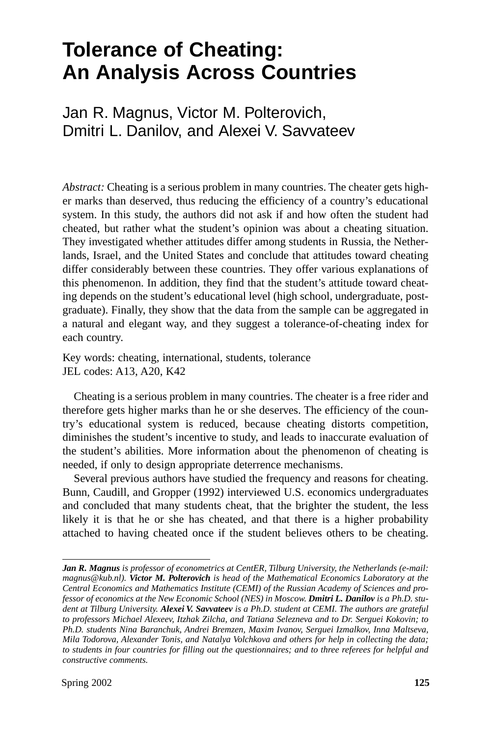# Tolerance of Cheating: An Analysis Across Countries

Jan R. Magnus, Victor M. Polterovich, Dmitri L. Danilov, and Alexei V. Savvateev

*Abstract:* Cheating is a serious problem in many countries. The cheater gets higher marks than deserved, thus reducing the efficiency of a country's educational system. In this study, the authors did not ask if and how often the student had cheated, but rather what the student's opinion was about a cheating situation. They investigated whether attitudes differ among students in Russia, the Netherlands, Israel, and the United States and conclude that attitudes toward cheating differ considerably between these countries. They offer various explanations of this phenomenon. In addition, they find that the student's attitude toward cheating depends on the student's educational level (high school, undergraduate, postgraduate). Finally, they show that the data from the sample can be aggregated in a natural and elegant way, and they suggest a tolerance-of-cheating index for each country.

Key words: cheating, international, students, tolerance
JEL codes: A13, A20, K42

Cheating is a serious problem in many countries. The cheater is a free rider and therefore gets higher marks than he or she deserves. The efficiency of the country's educational system is reduced, because cheating distorts competition, diminishes the student's incentive to study, and leads to inaccurate evaluation of the student's abilities. More information about the phenomenon of cheating is needed, if only to design appropriate deterrence mechanisms.

Several previous authors have studied the frequency and reasons for cheating. Bunn, Caudill, and Gropper (1992) interviewed U.S. economics undergraduates and concluded that many students cheat, that the brighter the student, the less likely it is that he or she has cheated, and that there is a higher probability attached to having cheated once if the student believes others to be cheating.

---

***Jan R. Magnus*** *is professor of econometrics at CentER, Tilburg University, the Netherlands (e-mail: magnus@kub.nl).* ***Victor M. Polterovich*** *is head of the Mathematical Economics Laboratory at the Central Economics and Mathematics Institute (CEMI) of the Russian Academy of Sciences and professor of economics at the New Economic School (NES) in Moscow.* ***Dmitri L. Danilov*** *is a Ph.D. student at Tilburg University.* ***Alexei V. Savvateev*** *is a Ph.D. student at CEMI. The authors are grateful to professors Michael Alexeev, Itzhak Zilcha, and Tatiana Selezneva and to Dr. Serguei Kokovin; to Ph.D. students Nina Baranchuk, Andrei Bremzen, Maxim Ivanov, Serguei Izmalkov, Inna Maltseva, Mila Todorova, Alexander Tonis, and Natalya Volchkova and others for help in collecting the data; to students in four countries for filling out the questionnaires; and to three referees for helpful and constructive comments.*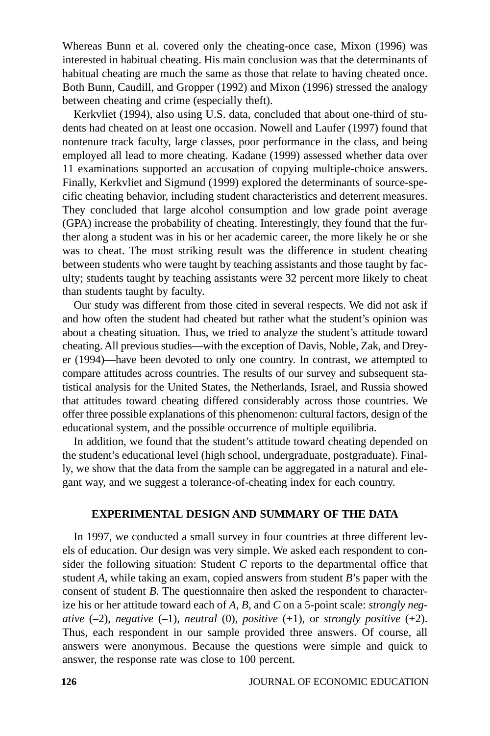Whereas Bunn et al. covered only the cheating-once case, Mixon (1996) was interested in habitual cheating. His main conclusion was that the determinants of habitual cheating are much the same as those that relate to having cheated once. Both Bunn, Caudill, and Gropper (1992) and Mixon (1996) stressed the analogy between cheating and crime (especially theft).

Kerkvliet (1994), also using U.S. data, concluded that about one-third of students had cheated on at least one occasion. Nowell and Laufer (1997) found that nontenure track faculty, large classes, poor performance in the class, and being employed all lead to more cheating. Kadane (1999) assessed whether data over 11 examinations supported an accusation of copying multiple-choice answers. Finally, Kerkvliet and Sigmund (1999) explored the determinants of source-specific cheating behavior, including student characteristics and deterrent measures. They concluded that large alcohol consumption and low grade point average (GPA) increase the probability of cheating. Interestingly, they found that the further along a student was in his or her academic career, the more likely he or she was to cheat. The most striking result was the difference in student cheating between students who were taught by teaching assistants and those taught by faculty; students taught by teaching assistants were 32 percent more likely to cheat than students taught by faculty.

Our study was different from those cited in several respects. We did not ask if and how often the student had cheated but rather what the student's opinion was about a cheating situation. Thus, we tried to analyze the student's attitude toward cheating. All previous studies—with the exception of Davis, Noble, Zak, and Dreyer (1994)—have been devoted to only one country. In contrast, we attempted to compare attitudes across countries. The results of our survey and subsequent statistical analysis for the United States, the Netherlands, Israel, and Russia showed that attitudes toward cheating differed considerably across those countries. We offer three possible explanations of this phenomenon: cultural factors, design of the educational system, and the possible occurrence of multiple equilibria.

In addition, we found that the student's attitude toward cheating depended on the student's educational level (high school, undergraduate, postgraduate). Finally, we show that the data from the sample can be aggregated in a natural and elegant way, and we suggest a tolerance-of-cheating index for each country.

## EXPERIMENTAL DESIGN AND SUMMARY OF THE DATA

In 1997, we conducted a small survey in four countries at three different levels of education. Our design was very simple. We asked each respondent to consider the following situation: Student *C* reports to the departmental office that student *A*, while taking an exam, copied answers from student *B*'s paper with the consent of student *B*. The questionnaire then asked the respondent to characterize his or her attitude toward each of *A*, *B*, and *C* on a 5-point scale: *strongly negative* (–2), *negative* (–1), *neutral* (0), *positive* (+1), or *strongly positive* (+2). Thus, each respondent in our sample provided three answers. Of course, all answers were anonymous. Because the questions were simple and quick to answer, the response rate was close to 100 percent.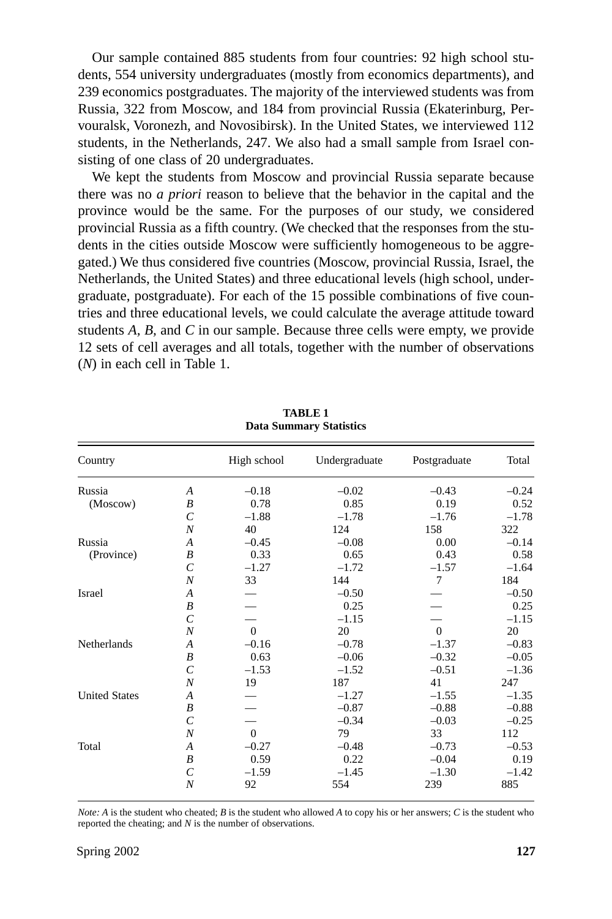Our sample contained 885 students from four countries: 92 high school students, 554 university undergraduates (mostly from economics departments), and 239 economics postgraduates. The majority of the interviewed students was from Russia, 322 from Moscow, and 184 from provincial Russia (Ekaterinburg, Pervouralsk, Voronezh, and Novosibirsk). In the United States, we interviewed 112 students, in the Netherlands, 247. We also had a small sample from Israel consisting of one class of 20 undergraduates.

We kept the students from Moscow and provincial Russia separate because there was no *a priori* reason to believe that the behavior in the capital and the province would be the same. For the purposes of our study, we considered provincial Russia as a fifth country. (We checked that the responses from the students in the cities outside Moscow were sufficiently homogeneous to be aggregated.) We thus considered five countries (Moscow, provincial Russia, Israel, the Netherlands, the United States) and three educational levels (high school, undergraduate, postgraduate). For each of the 15 possible combinations of five countries and three educational levels, we could calculate the average attitude toward students *A*, *B*, and *C* in our sample. Because three cells were empty, we provide 12 sets of cell averages and all totals, together with the number of observations (*N*) in each cell in Table 1.

**TABLE 1**
**Data Summary Statistics**

| Country | | High school | Undergraduate | Postgraduate | Total |
|---|---|---|---|---|---|
| Russia | *A* | –0.18 | –0.02 | –0.43 | –0.24 |
| (Moscow) | *B* | 0.78 | 0.85 | 0.19 | 0.52 |
| | *C* | –1.88 | –1.78 | –1.76 | –1.78 |
| | *N* | 40 | 124 | 158 | 322 |
| Russia | *A* | –0.45 | –0.08 | 0.00 | –0.14 |
| (Province) | *B* | 0.33 | 0.65 | 0.43 | 0.58 |
| | *C* | –1.27 | –1.72 | –1.57 | –1.64 |
| | *N* | 33 | 144 | 7 | 184 |
| Israel | *A* | — | –0.50 | — | –0.50 |
| | *B* | — | 0.25 | — | 0.25 |
| | *C* | — | –1.15 | — | –1.15 |
| | *N* | 0 | 20 | 0 | 20 |
| Netherlands | *A* | –0.16 | –0.78 | –1.37 | –0.83 |
| | *B* | 0.63 | –0.06 | –0.32 | –0.05 |
| | *C* | –1.53 | –1.52 | –0.51 | –1.36 |
| | *N* | 19 | 187 | 41 | 247 |
| United States | *A* | — | –1.27 | –1.55 | –1.35 |
| | *B* | — | –0.87 | –0.88 | –0.88 |
| | *C* | — | –0.34 | –0.03 | –0.25 |
| | *N* | 0 | 79 | 33 | 112 |
| Total | *A* | –0.27 | –0.48 | –0.73 | –0.53 |
| | *B* | 0.59 | 0.22 | –0.04 | 0.19 |
| | *C* | –1.59 | –1.45 | –1.30 | –1.42 |
| | *N* | 92 | 554 | 239 | 885 |

*Note: A* is the student who cheated; *B* is the student who allowed *A* to copy his or her answers; *C* is the student who reported the cheating; and *N* is the number of observations.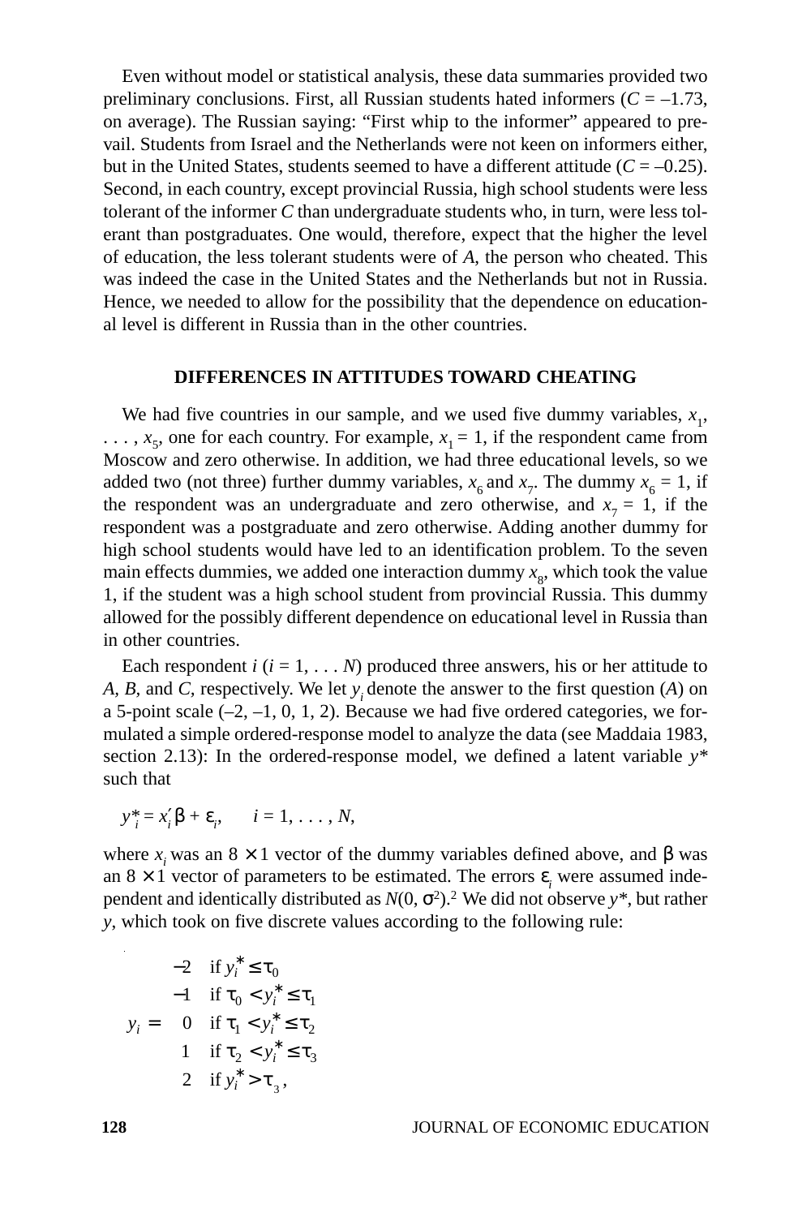Even without model or statistical analysis, these data summaries provided two preliminary conclusions. First, all Russian students hated informers ($C$ = –1.73, on average). The Russian saying: “First whip to the informer” appeared to prevail. Students from Israel and the Netherlands were not keen on informers either, but in the United States, students seemed to have a different attitude ($C$ = –0.25). Second, in each country, except provincial Russia, high school students were less tolerant of the informer $C$ than undergraduate students who, in turn, were less tolerant than postgraduates. One would, therefore, expect that the higher the level of education, the less tolerant students were of $A$, the person who cheated. This was indeed the case in the United States and the Netherlands but not in Russia. Hence, we needed to allow for the possibility that the dependence on educational level is different in Russia than in the other countries.

## DIFFERENCES IN ATTITUDES TOWARD CHEATING

We had five countries in our sample, and we used five dummy variables, $x_1$, . . . , $x_5$, one for each country. For example, $x_1 = 1$, if the respondent came from Moscow and zero otherwise. In addition, we had three educational levels, so we added two (not three) further dummy variables, $x_6$ and $x_7$. The dummy $x_6 = 1$, if the respondent was an undergraduate and zero otherwise, and $x_7 = 1$, if the respondent was a postgraduate and zero otherwise. Adding another dummy for high school students would have led to an identification problem. To the seven main effects dummies, we added one interaction dummy $x_8$, which took the value 1, if the student was a high school student from provincial Russia. This dummy allowed for the possibly different dependence on educational level in Russia than in other countries.

Each respondent $i$ ($i = 1, \ldots N$) produced three answers, his or her attitude to $A$, $B$, and $C$, respectively. We let $y_i$ denote the answer to the first question ($A$) on a 5-point scale (–2, –1, 0, 1, 2). Because we had five ordered categories, we formulated a simple ordered-response model to analyze the data (see Maddaia 1983, section 2.13): In the ordered-response model, we defined a latent variable $y^*$ such that

$$y_i^* = x_i'\beta + \varepsilon_i, \qquad i = 1, \ldots, N,$$

where $x_i$ was an $8 \times 1$ vector of the dummy variables defined above, and $\beta$ was an $8 \times 1$ vector of parameters to be estimated. The errors $\varepsilon_i$ were assumed independent and identically distributed as $N(0, \sigma^2)$.[2] We did not observe $y^*$, but rather $y$, which took on five discrete values according to the following rule:

$$y_i = \begin{cases} -2 & \text{if } y_i^* \leq \tau_0 \\ -1 & \text{if } \tau_0 < y_i^* \leq \tau_1 \\ 0 & \text{if } \tau_1 < y_i^* \leq \tau_2 \\ 1 & \text{if } \tau_2 < y_i^* \leq \tau_3 \\ 2 & \text{if } y_i^* > \tau_3, \end{cases}$$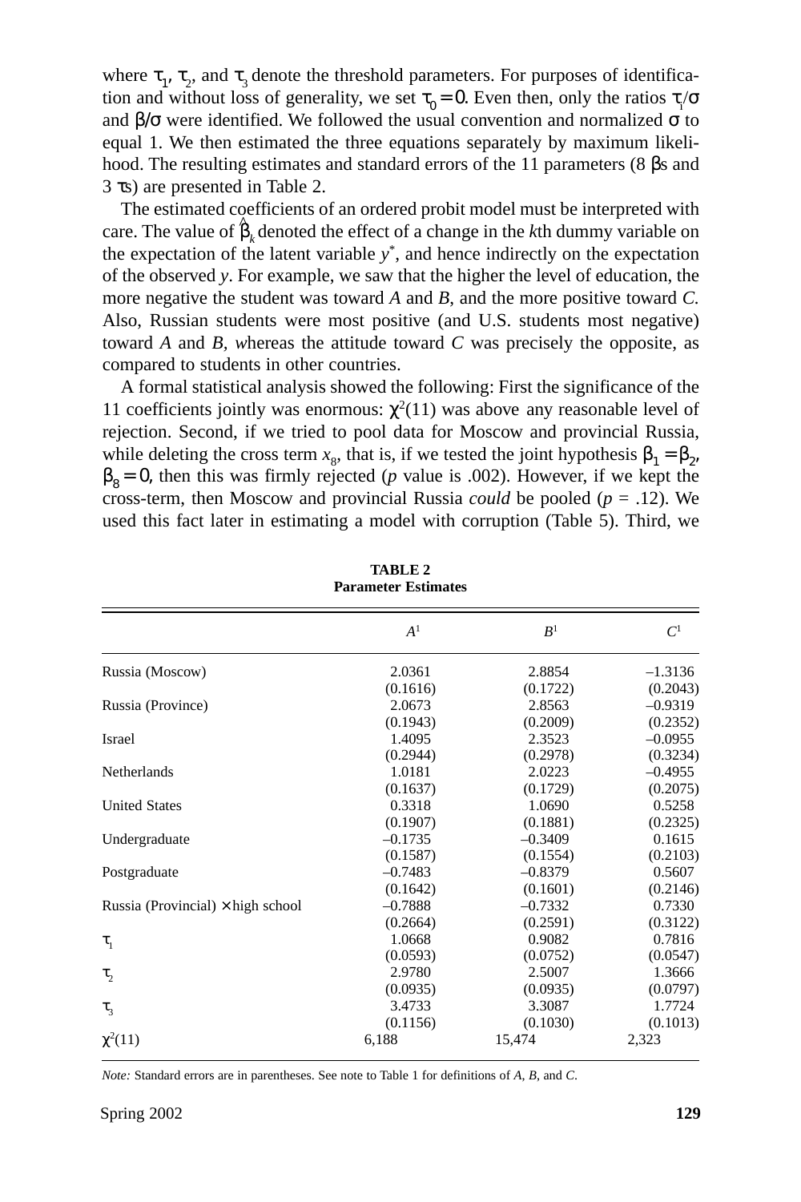where $\tau_1$, $\tau_2$, and $\tau_3$ denote the threshold parameters. For purposes of identification and without loss of generality, we set $\tau_0 = 0$. Even then, only the ratios $\tau_i/\sigma$ and $\beta/\sigma$ were identified. We followed the usual convention and normalized $\sigma$ to equal 1. We then estimated the three equations separately by maximum likelihood. The resulting estimates and standard errors of the 11 parameters (8 $\beta$s and 3 $\tau$s) are presented in Table 2.

The estimated coefficients of an ordered probit model must be interpreted with care. The value of $\hat{\beta}_k$ denoted the effect of a change in the *k*th dummy variable on the expectation of the latent variable $y^*$, and hence indirectly on the expectation of the observed $y$. For example, we saw that the higher the level of education, the more negative the student was toward *A* and *B*, and the more positive toward *C*. Also, Russian students were most positive (and U.S. students most negative) toward *A* and *B*, whereas the attitude toward *C* was precisely the opposite, as compared to students in other countries.

A formal statistical analysis showed the following: First the significance of the 11 coefficients jointly was enormous: $\chi^2(11)$ was above any reasonable level of rejection. Second, if we tried to pool data for Moscow and provincial Russia, while deleting the cross term $x_8$, that is, if we tested the joint hypothesis $\beta_1 = \beta_2$, $\beta_8 = 0$, then this was firmly rejected (*p* value is .002). However, if we kept the cross-term, then Moscow and provincial Russia *could* be pooled ($p$ = .12). We used this fact later in estimating a model with corruption (Table 5). Third, we

**TABLE 2**
**Parameter Estimates**

| | $A^1$ | $B^1$ | $C^1$ |
|---|---|---|---|
| Russia (Moscow) | 2.0361 | 2.8854 | –1.3136 |
| | (0.1616) | (0.1722) | (0.2043) |
| Russia (Province) | 2.0673 | 2.8563 | –0.9319 |
| | (0.1943) | (0.2009) | (0.2352) |
| Israel | 1.4095 | 2.3523 | –0.0955 |
| | (0.2944) | (0.2978) | (0.3234) |
| Netherlands | 1.0181 | 2.0223 | –0.4955 |
| | (0.1637) | (0.1729) | (0.2075) |
| United States | 0.3318 | 1.0690 | 0.5258 |
| | (0.1907) | (0.1881) | (0.2325) |
| Undergraduate | –0.1735 | –0.3409 | 0.1615 |
| | (0.1587) | (0.1554) | (0.2103) |
| Postgraduate | –0.7483 | –0.8379 | 0.5607 |
| | (0.1642) | (0.1601) | (0.2146) |
| Russia (Provincial) × high school | –0.7888 | –0.7332 | 0.7330 |
| | (0.2664) | (0.2591) | (0.3122) |
| $\tau_1$ | 1.0668 | 0.9082 | 0.7816 |
| | (0.0593) | (0.0752) | (0.0547) |
| $\tau_2$ | 2.9780 | 2.5007 | 1.3666 |
| | (0.0935) | (0.0935) | (0.0797) |
| $\tau_3$ | 3.4733 | 3.3087 | 1.7724 |
| | (0.1156) | (0.1030) | (0.1013) |
| $\chi^2(11)$ | 6,188 | 15,474 | 2,323 |

*Note:* Standard errors are in parentheses. See note to Table 1 for definitions of *A*, *B*, and *C*.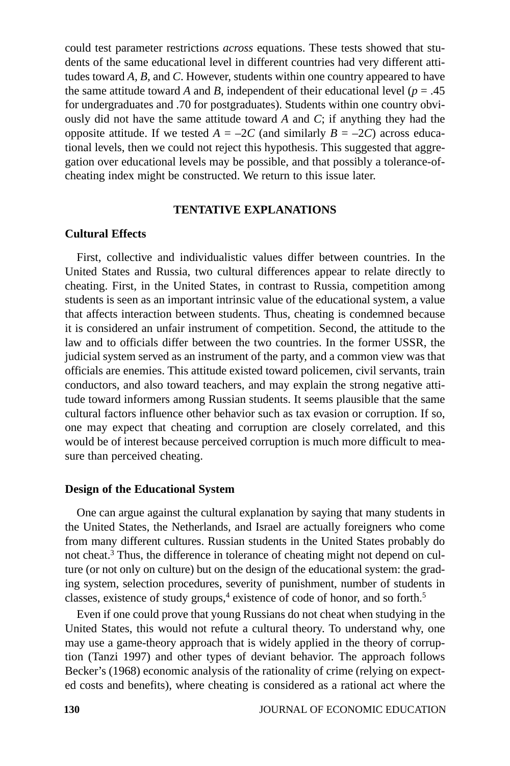could test parameter restrictions *across* equations. These tests showed that students of the same educational level in different countries had very different attitudes toward *A*, *B*, and *C*. However, students within one country appeared to have the same attitude toward *A* and *B*, independent of their educational level ($p = .45$ for undergraduates and .70 for postgraduates). Students within one country obviously did not have the same attitude toward *A* and *C*; if anything they had the opposite attitude. If we tested $A = -2C$ (and similarly $B = -2C$) across educational levels, then we could not reject this hypothesis. This suggested that aggregation over educational levels may be possible, and that possibly a tolerance-of-cheating index might be constructed. We return to this issue later.

## TENTATIVE EXPLANATIONS

### Cultural Effects

First, collective and individualistic values differ between countries. In the United States and Russia, two cultural differences appear to relate directly to cheating. First, in the United States, in contrast to Russia, competition among students is seen as an important intrinsic value of the educational system, a value that affects interaction between students. Thus, cheating is condemned because it is considered an unfair instrument of competition. Second, the attitude to the law and to officials differ between the two countries. In the former USSR, the judicial system served as an instrument of the party, and a common view was that officials are enemies. This attitude existed toward policemen, civil servants, train conductors, and also toward teachers, and may explain the strong negative attitude toward informers among Russian students. It seems plausible that the same cultural factors influence other behavior such as tax evasion or corruption. If so, one may expect that cheating and corruption are closely correlated, and this would be of interest because perceived corruption is much more difficult to measure than perceived cheating.

### Design of the Educational System

One can argue against the cultural explanation by saying that many students in the United States, the Netherlands, and Israel are actually foreigners who come from many different cultures. Russian students in the United States probably do not cheat.[3] Thus, the difference in tolerance of cheating might not depend on culture (or not only on culture) but on the design of the educational system: the grading system, selection procedures, severity of punishment, number of students in classes, existence of study groups,[4] existence of code of honor, and so forth.[5]

Even if one could prove that young Russians do not cheat when studying in the United States, this would not refute a cultural theory. To understand why, one may use a game-theory approach that is widely applied in the theory of corruption (Tanzi 1997) and other types of deviant behavior. The approach follows Becker's (1968) economic analysis of the rationality of crime (relying on expected costs and benefits), where cheating is considered as a rational act where the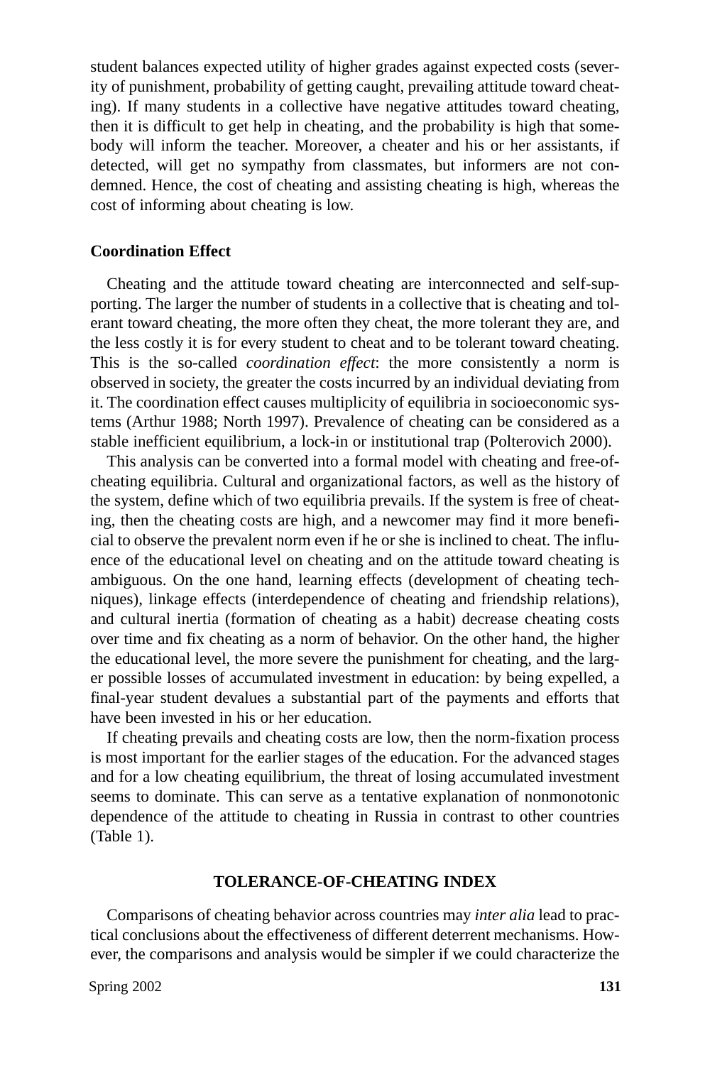student balances expected utility of higher grades against expected costs (severity of punishment, probability of getting caught, prevailing attitude toward cheating). If many students in a collective have negative attitudes toward cheating, then it is difficult to get help in cheating, and the probability is high that somebody will inform the teacher. Moreover, a cheater and his or her assistants, if detected, will get no sympathy from classmates, but informers are not condemned. Hence, the cost of cheating and assisting cheating is high, whereas the cost of informing about cheating is low.

### Coordination Effect

Cheating and the attitude toward cheating are interconnected and self-supporting. The larger the number of students in a collective that is cheating and tolerant toward cheating, the more often they cheat, the more tolerant they are, and the less costly it is for every student to cheat and to be tolerant toward cheating. This is the so-called *coordination effect*: the more consistently a norm is observed in society, the greater the costs incurred by an individual deviating from it. The coordination effect causes multiplicity of equilibria in socioeconomic systems (Arthur 1988; North 1997). Prevalence of cheating can be considered as a stable inefficient equilibrium, a lock-in or institutional trap (Polterovich 2000).

This analysis can be converted into a formal model with cheating and free-of-cheating equilibria. Cultural and organizational factors, as well as the history of the system, define which of two equilibria prevails. If the system is free of cheating, then the cheating costs are high, and a newcomer may find it more beneficial to observe the prevalent norm even if he or she is inclined to cheat. The influence of the educational level on cheating and on the attitude toward cheating is ambiguous. On the one hand, learning effects (development of cheating techniques), linkage effects (interdependence of cheating and friendship relations), and cultural inertia (formation of cheating as a habit) decrease cheating costs over time and fix cheating as a norm of behavior. On the other hand, the higher the educational level, the more severe the punishment for cheating, and the larger possible losses of accumulated investment in education: by being expelled, a final-year student devalues a substantial part of the payments and efforts that have been invested in his or her education.

If cheating prevails and cheating costs are low, then the norm-fixation process is most important for the earlier stages of the education. For the advanced stages and for a low cheating equilibrium, the threat of losing accumulated investment seems to dominate. This can serve as a tentative explanation of nonmonotonic dependence of the attitude to cheating in Russia in contrast to other countries (Table 1).

## TOLERANCE-OF-CHEATING INDEX

Comparisons of cheating behavior across countries may *inter alia* lead to practical conclusions about the effectiveness of different deterrent mechanisms. However, the comparisons and analysis would be simpler if we could characterize the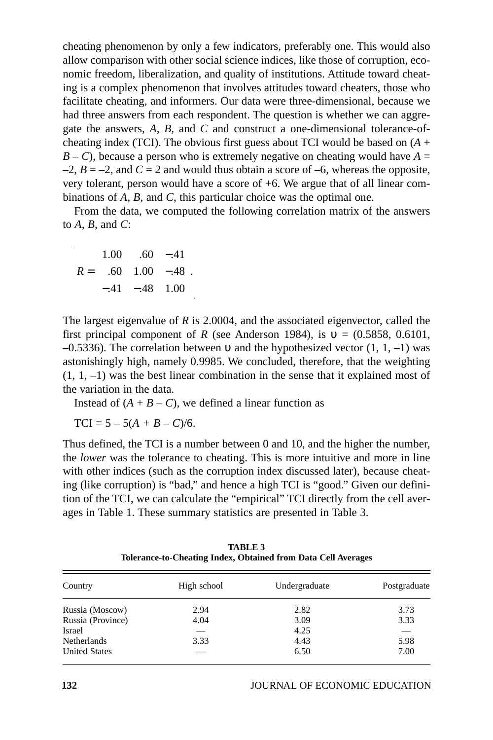cheating phenomenon by only a few indicators, preferably one. This would also allow comparison with other social science indices, like those of corruption, economic freedom, liberalization, and quality of institutions. Attitude toward cheating is a complex phenomenon that involves attitudes toward cheaters, those who facilitate cheating, and informers. Our data were three-dimensional, because we had three answers from each respondent. The question is whether we can aggregate the answers, $A$, $B$, and $C$ and construct a one-dimensional tolerance-of-cheating index (TCI). The obvious first guess about TCI would be based on ($A + B - C$), because a person who is extremely negative on cheating would have $A = -2$, $B = -2$, and $C = 2$ and would thus obtain a score of –6, whereas the opposite, very tolerant, person would have a score of +6. We argue that of all linear combinations of $A$, $B$, and $C$, this particular choice was the optimal one.

From the data, we computed the following correlation matrix of the answers to $A$, $B$, and $C$:

$$R = \begin{pmatrix} 1.00 & .60 & -.41 \\ .60 & 1.00 & -.48 \\ -.41 & -.48 & 1.00 \end{pmatrix}.$$

The largest eigenvalue of $R$ is 2.0004, and the associated eigenvector, called the first principal component of $R$ (see Anderson 1984), is $\upsilon = (0.5858, 0.6101, -0.5336)$. The correlation between $\upsilon$ and the hypothesized vector $(1, 1, -1)$ was astonishingly high, namely 0.9985. We concluded, therefore, that the weighting $(1, 1, -1)$ was the best linear combination in the sense that it explained most of the variation in the data.

Instead of ($A + B - C$), we defined a linear function as

$$\text{TCI} = 5 - 5(A + B - C)/6.$$

Thus defined, the TCI is a number between 0 and 10, and the higher the number, the *lower* was the tolerance to cheating. This is more intuitive and more in line with other indices (such as the corruption index discussed later), because cheating (like corruption) is "bad," and hence a high TCI is "good." Given our definition of the TCI, we can calculate the "empirical" TCI directly from the cell averages in Table 1. These summary statistics are presented in Table 3.

**TABLE 3**
**Tolerance-to-Cheating Index, Obtained from Data Cell Averages**

| Country | High school | Undergraduate | Postgraduate |
|---|---|---|---|
| Russia (Moscow) | 2.94 | 2.82 | 3.73 |
| Russia (Province) | 4.04 | 3.09 | 3.33 |
| Israel | — | 4.25 | — |
| Netherlands | 3.33 | 4.43 | 5.98 |
| United States | — | 6.50 | 7.00 |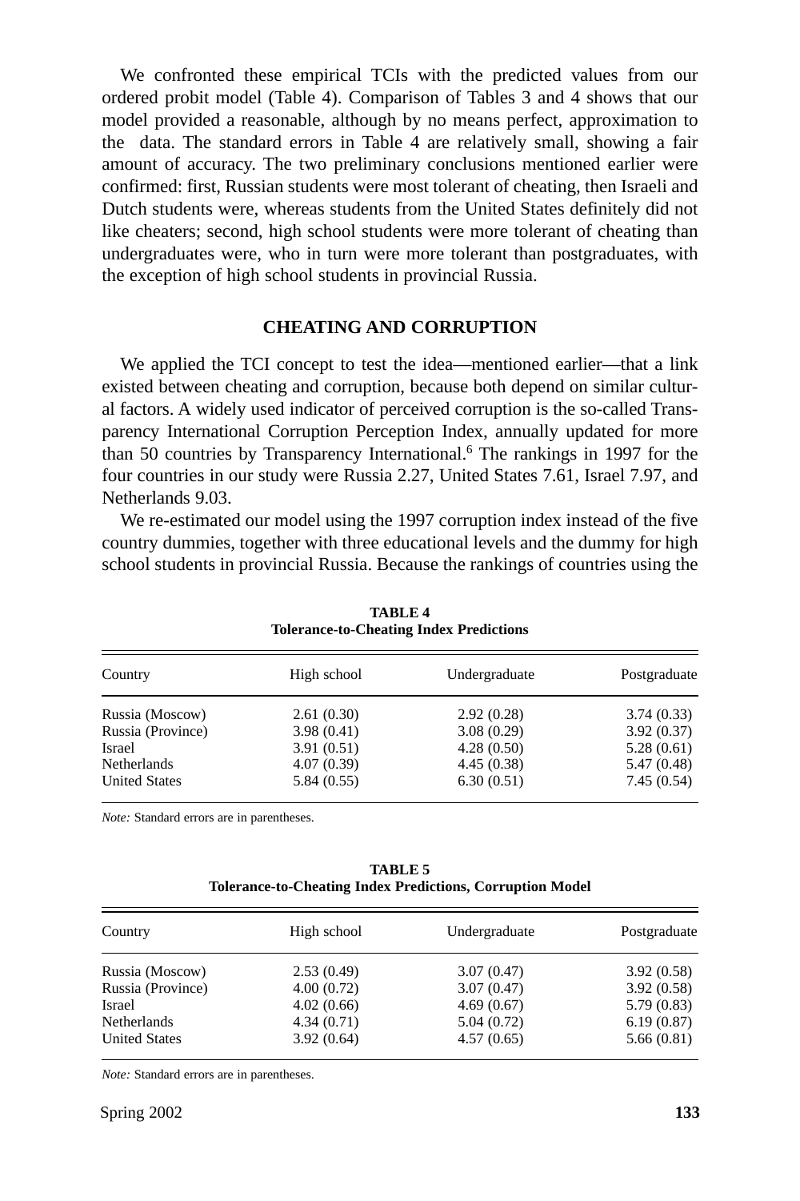We confronted these empirical TCIs with the predicted values from our ordered probit model (Table 4). Comparison of Tables 3 and 4 shows that our model provided a reasonable, although by no means perfect, approximation to the data. The standard errors in Table 4 are relatively small, showing a fair amount of accuracy. The two preliminary conclusions mentioned earlier were confirmed: first, Russian students were most tolerant of cheating, then Israeli and Dutch students were, whereas students from the United States definitely did not like cheaters; second, high school students were more tolerant of cheating than undergraduates were, who in turn were more tolerant than postgraduates, with the exception of high school students in provincial Russia.

## CHEATING AND CORRUPTION

We applied the TCI concept to test the idea—mentioned earlier—that a link existed between cheating and corruption, because both depend on similar cultural factors. A widely used indicator of perceived corruption is the so-called Transparency International Corruption Perception Index, annually updated for more than 50 countries by Transparency International.[6] The rankings in 1997 for the four countries in our study were Russia 2.27, United States 7.61, Israel 7.97, and Netherlands 9.03.

We re-estimated our model using the 1997 corruption index instead of the five country dummies, together with three educational levels and the dummy for high school students in provincial Russia. Because the rankings of countries using the

**TABLE 4**
**Tolerance-to-Cheating Index Predictions**

| Country | High school | Undergraduate | Postgraduate |
|---|---|---|---|
| Russia (Moscow) | 2.61 (0.30) | 2.92 (0.28) | 3.74 (0.33) |
| Russia (Province) | 3.98 (0.41) | 3.08 (0.29) | 3.92 (0.37) |
| Israel | 3.91 (0.51) | 4.28 (0.50) | 5.28 (0.61) |
| Netherlands | 4.07 (0.39) | 4.45 (0.38) | 5.47 (0.48) |
| United States | 5.84 (0.55) | 6.30 (0.51) | 7.45 (0.54) |

*Note:* Standard errors are in parentheses.

**TABLE 5**
**Tolerance-to-Cheating Index Predictions, Corruption Model**

| Country | High school | Undergraduate | Postgraduate |
|---|---|---|---|
| Russia (Moscow) | 2.53 (0.49) | 3.07 (0.47) | 3.92 (0.58) |
| Russia (Province) | 4.00 (0.72) | 3.07 (0.47) | 3.92 (0.58) |
| Israel | 4.02 (0.66) | 4.69 (0.67) | 5.79 (0.83) |
| Netherlands | 4.34 (0.71) | 5.04 (0.72) | 6.19 (0.87) |
| United States | 3.92 (0.64) | 4.57 (0.65) | 5.66 (0.81) |

*Note:* Standard errors are in parentheses.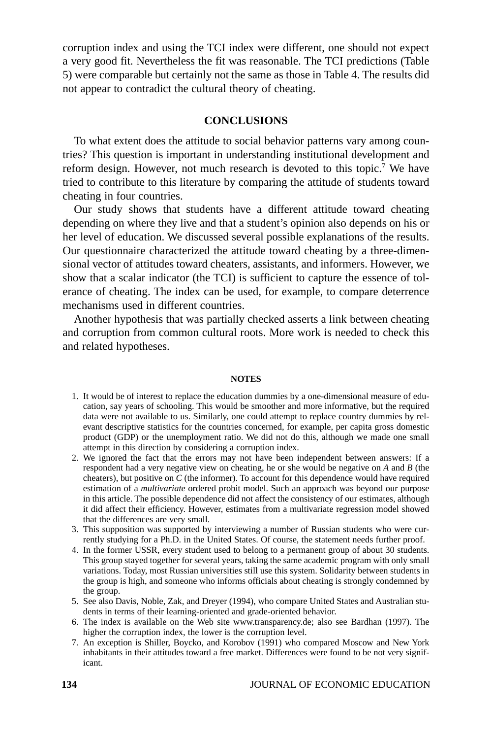corruption index and using the TCI index were different, one should not expect a very good fit. Nevertheless the fit was reasonable. The TCI predictions (Table 5) were comparable but certainly not the same as those in Table 4. The results did not appear to contradict the cultural theory of cheating.

## CONCLUSIONS

To what extent does the attitude to social behavior patterns vary among countries? This question is important in understanding institutional development and reform design. However, not much research is devoted to this topic.[7] We have tried to contribute to this literature by comparing the attitude of students toward cheating in four countries.

Our study shows that students have a different attitude toward cheating depending on where they live and that a student's opinion also depends on his or her level of education. We discussed several possible explanations of the results. Our questionnaire characterized the attitude toward cheating by a three-dimensional vector of attitudes toward cheaters, assistants, and informers. However, we show that a scalar indicator (the TCI) is sufficient to capture the essence of tolerance of cheating. The index can be used, for example, to compare deterrence mechanisms used in different countries.

Another hypothesis that was partially checked asserts a link between cheating and corruption from common cultural roots. More work is needed to check this and related hypotheses.

### NOTES

1. It would be of interest to replace the education dummies by a one-dimensional measure of education, say years of schooling. This would be smoother and more informative, but the required data were not available to us. Similarly, one could attempt to replace country dummies by relevant descriptive statistics for the countries concerned, for example, per capita gross domestic product (GDP) or the unemployment ratio. We did not do this, although we made one small attempt in this direction by considering a corruption index.
2. We ignored the fact that the errors may not have been independent between answers: If a respondent had a very negative view on cheating, he or she would be negative on *A* and *B* (the cheaters), but positive on *C* (the informer). To account for this dependence would have required estimation of a *multivariate* ordered probit model. Such an approach was beyond our purpose in this article. The possible dependence did not affect the consistency of our estimates, although it did affect their efficiency. However, estimates from a multivariate regression model showed that the differences are very small.
3. This supposition was supported by interviewing a number of Russian students who were currently studying for a Ph.D. in the United States. Of course, the statement needs further proof.
4. In the former USSR, every student used to belong to a permanent group of about 30 students. This group stayed together for several years, taking the same academic program with only small variations. Today, most Russian universities still use this system. Solidarity between students in the group is high, and someone who informs officials about cheating is strongly condemned by the group.
5. See also Davis, Noble, Zak, and Dreyer (1994), who compare United States and Australian students in terms of their learning-oriented and grade-oriented behavior.
6. The index is available on the Web site www.transparency.de; also see Bardhan (1997). The higher the corruption index, the lower is the corruption level.
7. An exception is Shiller, Boycko, and Korobov (1991) who compared Moscow and New York inhabitants in their attitudes toward a free market. Differences were found to be not very significant.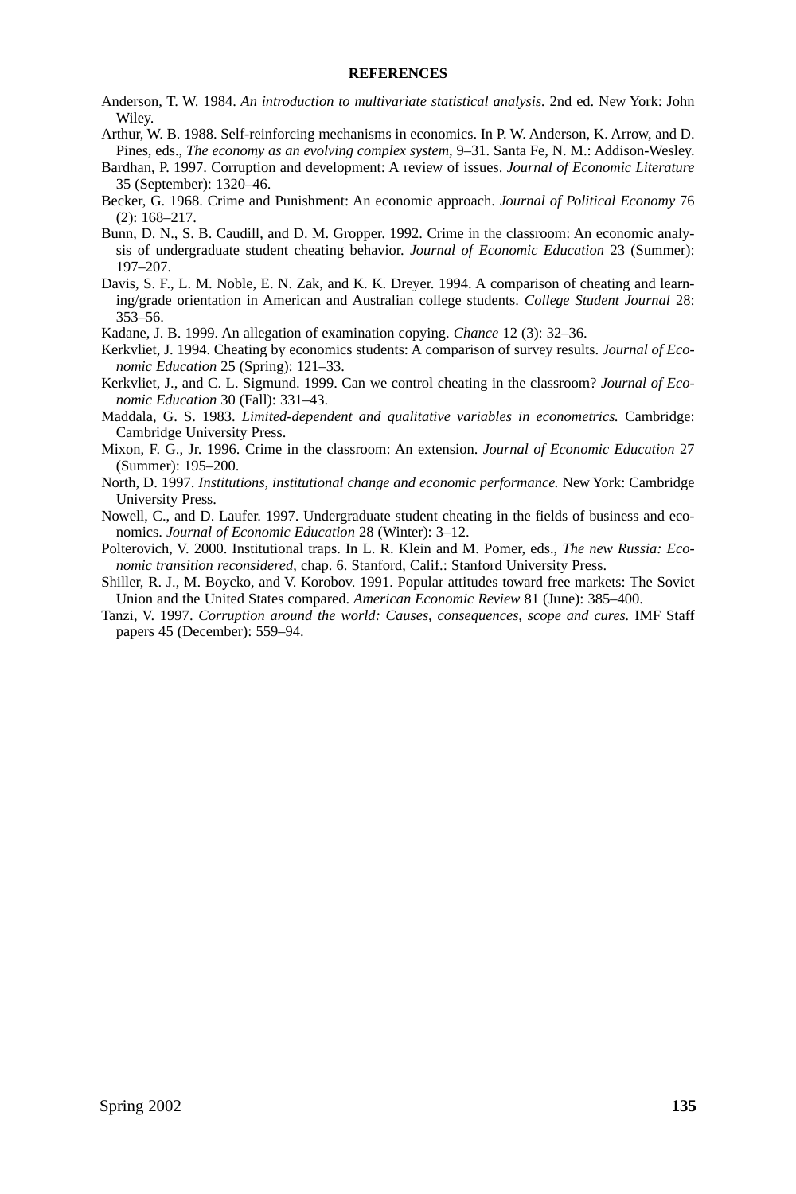## REFERENCES

Anderson, T. W. 1984. *An introduction to multivariate statistical analysis.* 2nd ed. New York: John Wiley.

Arthur, W. B. 1988. Self-reinforcing mechanisms in economics. In P. W. Anderson, K. Arrow, and D. Pines, eds., *The economy as an evolving complex system*, 9–31. Santa Fe, N. M.: Addison-Wesley.

Bardhan, P. 1997. Corruption and development: A review of issues. *Journal of Economic Literature* 35 (September): 1320–46.

Becker, G. 1968. Crime and Punishment: An economic approach. *Journal of Political Economy* 76 (2): 168–217.

Bunn, D. N., S. B. Caudill, and D. M. Gropper. 1992. Crime in the classroom: An economic analysis of undergraduate student cheating behavior. *Journal of Economic Education* 23 (Summer): 197–207.

Davis, S. F., L. M. Noble, E. N. Zak, and K. K. Dreyer. 1994. A comparison of cheating and learning/grade orientation in American and Australian college students. *College Student Journal* 28: 353–56.

Kadane, J. B. 1999. An allegation of examination copying. *Chance* 12 (3): 32–36.

Kerkvliet, J. 1994. Cheating by economics students: A comparison of survey results. *Journal of Economic Education* 25 (Spring): 121–33.

Kerkvliet, J., and C. L. Sigmund. 1999. Can we control cheating in the classroom? *Journal of Economic Education* 30 (Fall): 331–43.

Maddala, G. S. 1983. *Limited-dependent and qualitative variables in econometrics.* Cambridge: Cambridge University Press.

Mixon, F. G., Jr. 1996. Crime in the classroom: An extension. *Journal of Economic Education* 27 (Summer): 195–200.

North, D. 1997. *Institutions, institutional change and economic performance.* New York: Cambridge University Press.

Nowell, C., and D. Laufer. 1997. Undergraduate student cheating in the fields of business and economics. *Journal of Economic Education* 28 (Winter): 3–12.

Polterovich, V. 2000. Institutional traps. In L. R. Klein and M. Pomer, eds., *The new Russia: Economic transition reconsidered*, chap. 6. Stanford, Calif.: Stanford University Press.

Shiller, R. J., M. Boycko, and V. Korobov. 1991. Popular attitudes toward free markets: The Soviet Union and the United States compared. *American Economic Review* 81 (June): 385–400.

Tanzi, V. 1997. *Corruption around the world: Causes, consequences, scope and cures.* IMF Staff papers 45 (December): 559–94.